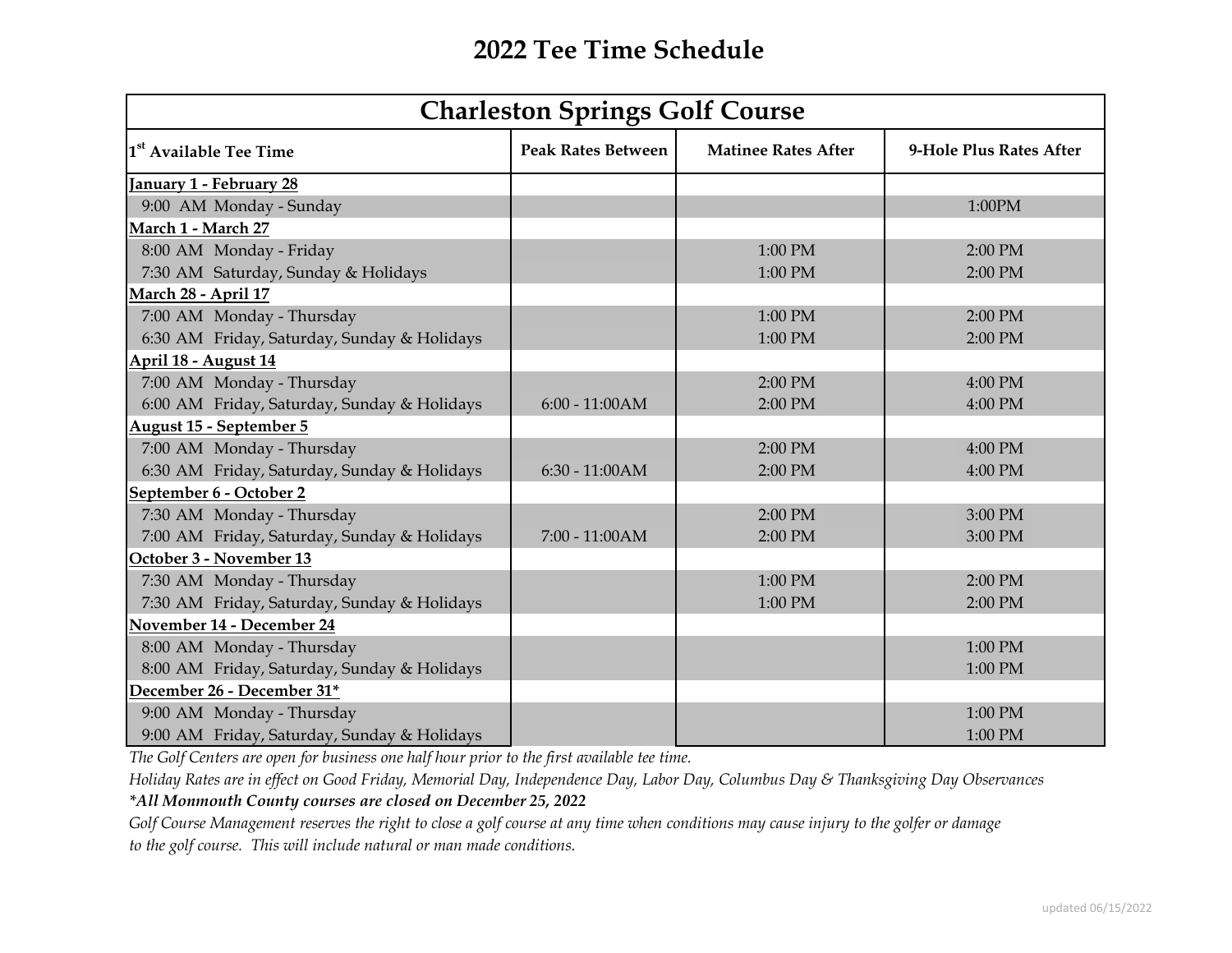# 2022 Tee Time Schedule

| Charleston Springs Golf Course | | | |
|---|---|---|---|
| 1st Available Tee Time | Peak Rates Between | Matinee Rates After | 9-Hole Plus Rates After |
| **January 1 - February 28** | | | |
| 9:00 AM Monday - Sunday | | | 1:00PM |
| **March 1 - March 27** | | | |
| 8:00 AM Monday - Friday | | 1:00 PM | 2:00 PM |
| 7:30 AM Saturday, Sunday & Holidays | | 1:00 PM | 2:00 PM |
| **March 28 - April 17** | | | |
| 7:00 AM Monday - Thursday | | 1:00 PM | 2:00 PM |
| 6:30 AM Friday, Saturday, Sunday & Holidays | | 1:00 PM | 2:00 PM |
| **April 18 - August 14** | | | |
| 7:00 AM Monday - Thursday | | 2:00 PM | 4:00 PM |
| 6:00 AM Friday, Saturday, Sunday & Holidays | 6:00 - 11:00AM | 2:00 PM | 4:00 PM |
| **August 15 - September 5** | | | |
| 7:00 AM Monday - Thursday | | 2:00 PM | 4:00 PM |
| 6:30 AM Friday, Saturday, Sunday & Holidays | 6:30 - 11:00AM | 2:00 PM | 4:00 PM |
| **September 6 - October 2** | | | |
| 7:30 AM Monday - Thursday | | 2:00 PM | 3:00 PM |
| 7:00 AM Friday, Saturday, Sunday & Holidays | 7:00 - 11:00AM | 2:00 PM | 3:00 PM |
| **October 3 - November 13** | | | |
| 7:30 AM Monday - Thursday | | 1:00 PM | 2:00 PM |
| 7:30 AM Friday, Saturday, Sunday & Holidays | | 1:00 PM | 2:00 PM |
| **November 14 - December 24** | | | |
| 8:00 AM Monday - Thursday | | | 1:00 PM |
| 8:00 AM Friday, Saturday, Sunday & Holidays | | | 1:00 PM |
| **December 26 - December 31*** | | | |
| 9:00 AM Monday - Thursday | | | 1:00 PM |
| 9:00 AM Friday, Saturday, Sunday & Holidays | | | 1:00 PM |

*The Golf Centers are open for business one half hour prior to the first available tee time.*

*Holiday Rates are in effect on Good Friday, Memorial Day, Independence Day, Labor Day, Columbus Day & Thanksgiving Day Observances*

***All Monmouth County courses are closed on December 25, 2022***

*Golf Course Management reserves the right to close a golf course at any time when conditions may cause injury to the golfer or damage to the golf course. This will include natural or man made conditions.*

updated 06/15/2022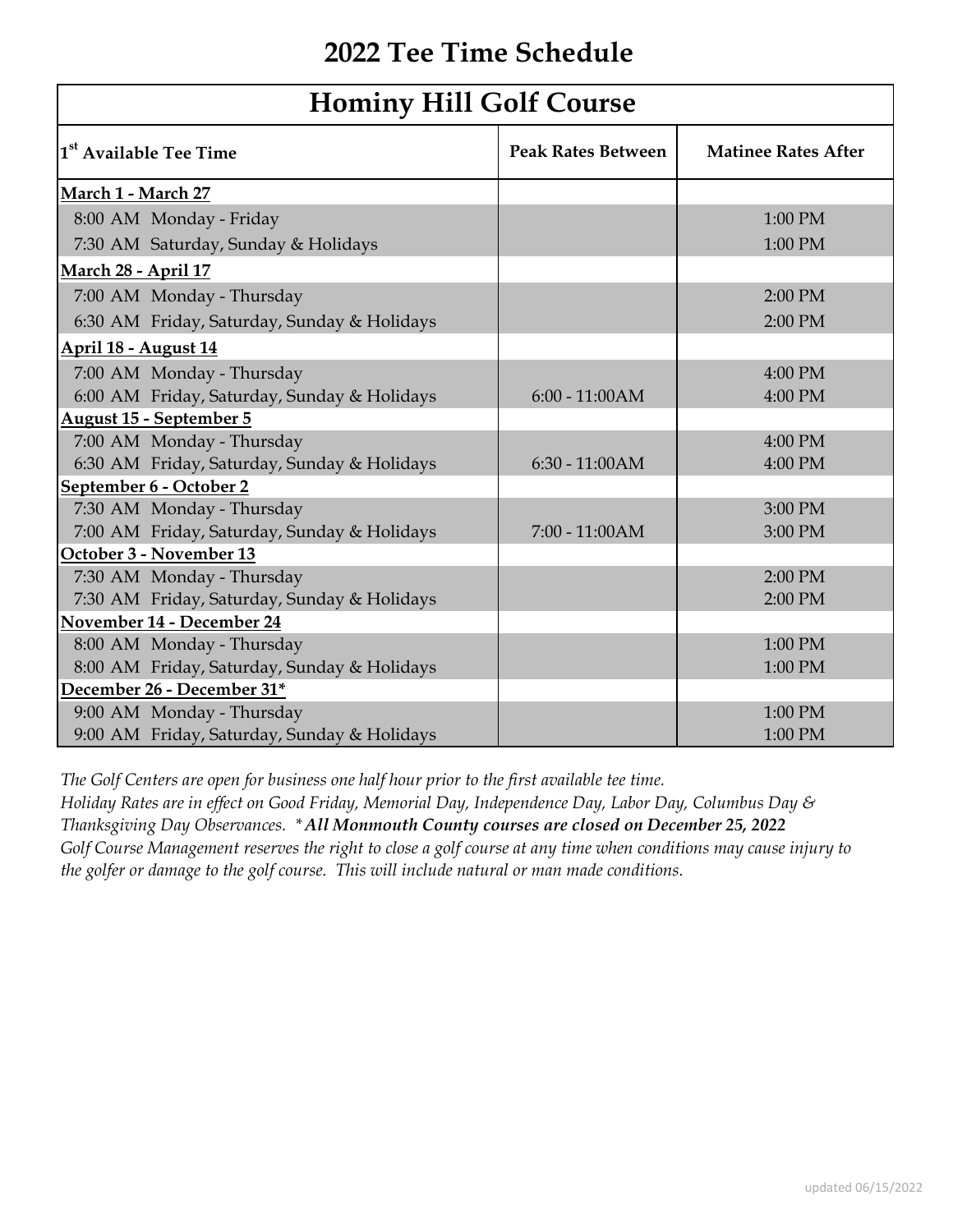# 2022 Tee Time Schedule

## Hominy Hill Golf Course

| 1st Available Tee Time | Peak Rates Between | Matinee Rates After |
|---|---|---|
| **March 1 - March 27** | | |
| 8:00 AM Monday - Friday | | 1:00 PM |
| 7:30 AM Saturday, Sunday & Holidays | | 1:00 PM |
| **March 28 - April 17** | | |
| 7:00 AM Monday - Thursday | | 2:00 PM |
| 6:30 AM Friday, Saturday, Sunday & Holidays | | 2:00 PM |
| **April 18 - August 14** | | |
| 7:00 AM Monday - Thursday | | 4:00 PM |
| 6:00 AM Friday, Saturday, Sunday & Holidays | 6:00 - 11:00AM | 4:00 PM |
| **August 15 - September 5** | | |
| 7:00 AM Monday - Thursday | | 4:00 PM |
| 6:30 AM Friday, Saturday, Sunday & Holidays | 6:30 - 11:00AM | 4:00 PM |
| **September 6 - October 2** | | |
| 7:30 AM Monday - Thursday | | 3:00 PM |
| 7:00 AM Friday, Saturday, Sunday & Holidays | 7:00 - 11:00AM | 3:00 PM |
| **October 3 - November 13** | | |
| 7:30 AM Monday - Thursday | | 2:00 PM |
| 7:30 AM Friday, Saturday, Sunday & Holidays | | 2:00 PM |
| **November 14 - December 24** | | |
| 8:00 AM Monday - Thursday | | 1:00 PM |
| 8:00 AM Friday, Saturday, Sunday & Holidays | | 1:00 PM |
| **December 26 - December 31*** | | |
| 9:00 AM Monday - Thursday | | 1:00 PM |
| 9:00 AM Friday, Saturday, Sunday & Holidays | | 1:00 PM |

*The Golf Centers are open for business one half hour prior to the first available tee time.*
*Holiday Rates are in effect on Good Friday, Memorial Day, Independence Day, Labor Day, Columbus Day & Thanksgiving Day Observances.* ***All Monmouth County courses are closed on December 25, 2022**
*Golf Course Management reserves the right to close a golf course at any time when conditions may cause injury to the golfer or damage to the golf course. This will include natural or man made conditions.*

updated 06/15/2022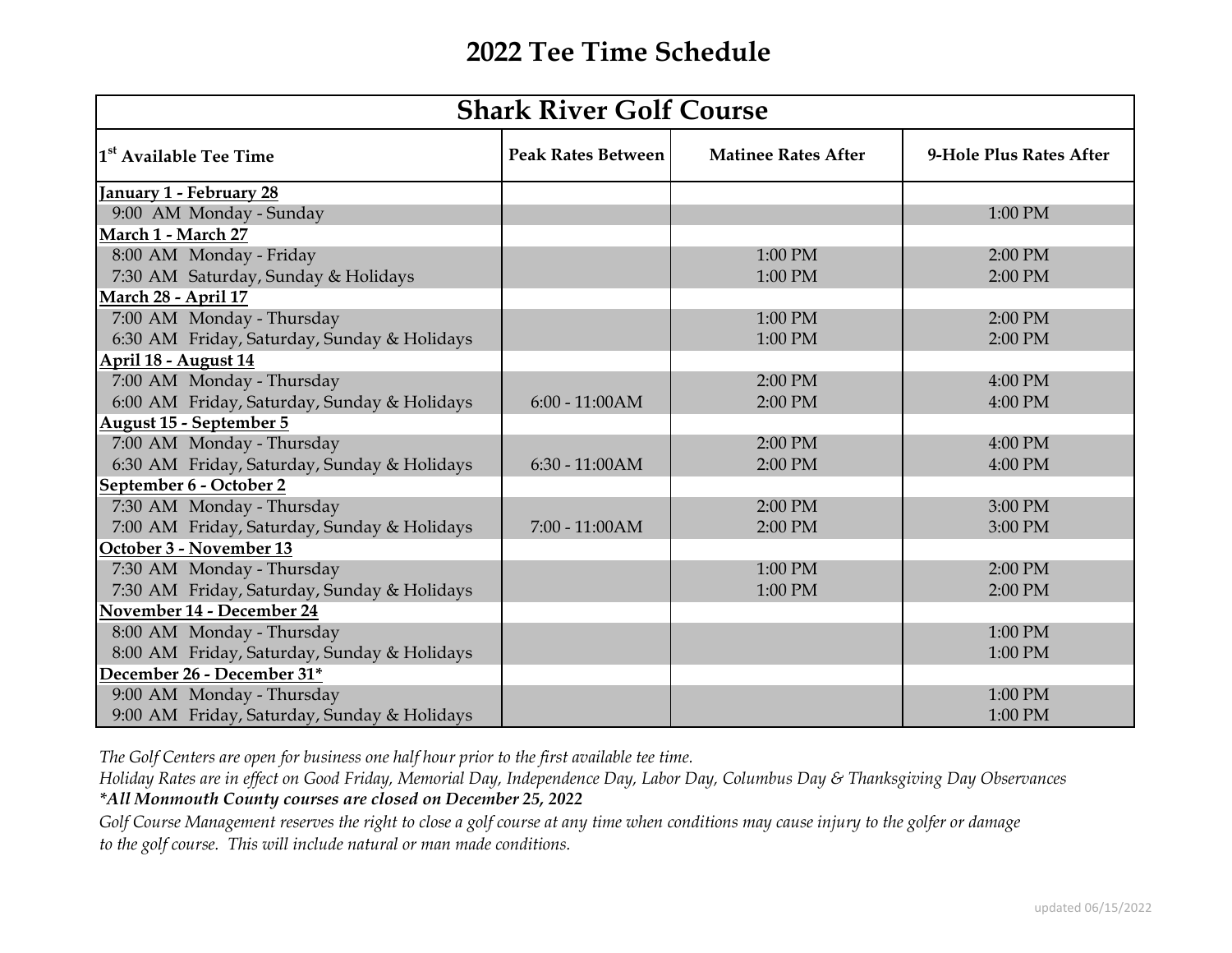# 2022 Tee Time Schedule

| Shark River Golf Course | | | |
|---|---|---|---|
| 1st Available Tee Time | Peak Rates Between | Matinee Rates After | 9-Hole Plus Rates After |
| **January 1 - February 28** | | | |
| 9:00 AM Monday - Sunday | | | 1:00 PM |
| **March 1 - March 27** | | | |
| 8:00 AM Monday - Friday | | 1:00 PM | 2:00 PM |
| 7:30 AM Saturday, Sunday & Holidays | | 1:00 PM | 2:00 PM |
| **March 28 - April 17** | | | |
| 7:00 AM Monday - Thursday | | 1:00 PM | 2:00 PM |
| 6:30 AM Friday, Saturday, Sunday & Holidays | | 1:00 PM | 2:00 PM |
| **April 18 - August 14** | | | |
| 7:00 AM Monday - Thursday | | 2:00 PM | 4:00 PM |
| 6:00 AM Friday, Saturday, Sunday & Holidays | 6:00 - 11:00AM | 2:00 PM | 4:00 PM |
| **August 15 - September 5** | | | |
| 7:00 AM Monday - Thursday | | 2:00 PM | 4:00 PM |
| 6:30 AM Friday, Saturday, Sunday & Holidays | 6:30 - 11:00AM | 2:00 PM | 4:00 PM |
| **September 6 - October 2** | | | |
| 7:30 AM Monday - Thursday | | 2:00 PM | 3:00 PM |
| 7:00 AM Friday, Saturday, Sunday & Holidays | 7:00 - 11:00AM | 2:00 PM | 3:00 PM |
| **October 3 - November 13** | | | |
| 7:30 AM Monday - Thursday | | 1:00 PM | 2:00 PM |
| 7:30 AM Friday, Saturday, Sunday & Holidays | | 1:00 PM | 2:00 PM |
| **November 14 - December 24** | | | |
| 8:00 AM Monday - Thursday | | | 1:00 PM |
| 8:00 AM Friday, Saturday, Sunday & Holidays | | | 1:00 PM |
| **December 26 - December 31*** | | | |
| 9:00 AM Monday - Thursday | | | 1:00 PM |
| 9:00 AM Friday, Saturday, Sunday & Holidays | | | 1:00 PM |

*The Golf Centers are open for business one half hour prior to the first available tee time.*

*Holiday Rates are in effect on Good Friday, Memorial Day, Independence Day, Labor Day, Columbus Day & Thanksgiving Day Observances*

***All Monmouth County courses are closed on December 25, 2022***

*Golf Course Management reserves the right to close a golf course at any time when conditions may cause injury to the golfer or damage to the golf course. This will include natural or man made conditions.*

updated 06/15/2022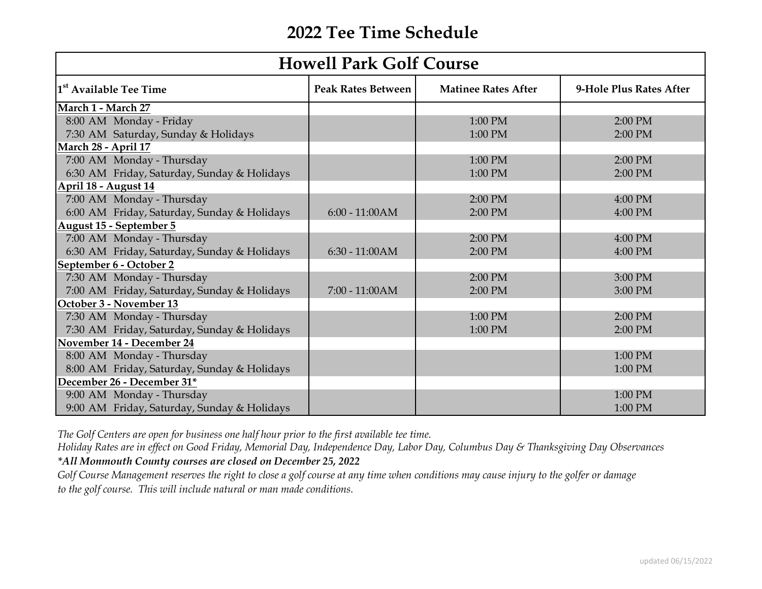# 2022 Tee Time Schedule

| Howell Park Golf Course | | | |
|---|---|---|---|
| 1st Available Tee Time | Peak Rates Between | Matinee Rates After | 9-Hole Plus Rates After |
| **March 1 - March 27** | | | |
| 8:00 AM Monday - Friday | | 1:00 PM | 2:00 PM |
| 7:30 AM Saturday, Sunday & Holidays | | 1:00 PM | 2:00 PM |
| **March 28 - April 17** | | | |
| 7:00 AM Monday - Thursday | | 1:00 PM | 2:00 PM |
| 6:30 AM Friday, Saturday, Sunday & Holidays | | 1:00 PM | 2:00 PM |
| **April 18 - August 14** | | | |
| 7:00 AM Monday - Thursday | | 2:00 PM | 4:00 PM |
| 6:00 AM Friday, Saturday, Sunday & Holidays | 6:00 - 11:00AM | 2:00 PM | 4:00 PM |
| **August 15 - September 5** | | | |
| 7:00 AM Monday - Thursday | | 2:00 PM | 4:00 PM |
| 6:30 AM Friday, Saturday, Sunday & Holidays | 6:30 - 11:00AM | 2:00 PM | 4:00 PM |
| **September 6 - October 2** | | | |
| 7:30 AM Monday - Thursday | | 2:00 PM | 3:00 PM |
| 7:00 AM Friday, Saturday, Sunday & Holidays | 7:00 - 11:00AM | 2:00 PM | 3:00 PM |
| **October 3 - November 13** | | | |
| 7:30 AM Monday - Thursday | | 1:00 PM | 2:00 PM |
| 7:30 AM Friday, Saturday, Sunday & Holidays | | 1:00 PM | 2:00 PM |
| **November 14 - December 24** | | | |
| 8:00 AM Monday - Thursday | | | 1:00 PM |
| 8:00 AM Friday, Saturday, Sunday & Holidays | | | 1:00 PM |
| **December 26 - December 31*** | | | |
| 9:00 AM Monday - Thursday | | | 1:00 PM |
| 9:00 AM Friday, Saturday, Sunday & Holidays | | | 1:00 PM |

*The Golf Centers are open for business one half hour prior to the first available tee time.*

*Holiday Rates are in effect on Good Friday, Memorial Day, Independence Day, Labor Day, Columbus Day & Thanksgiving Day Observances*

***All Monmouth County courses are closed on December 25, 2022***

*Golf Course Management reserves the right to close a golf course at any time when conditions may cause injury to the golfer or damage to the golf course. This will include natural or man made conditions.*

updated 06/15/2022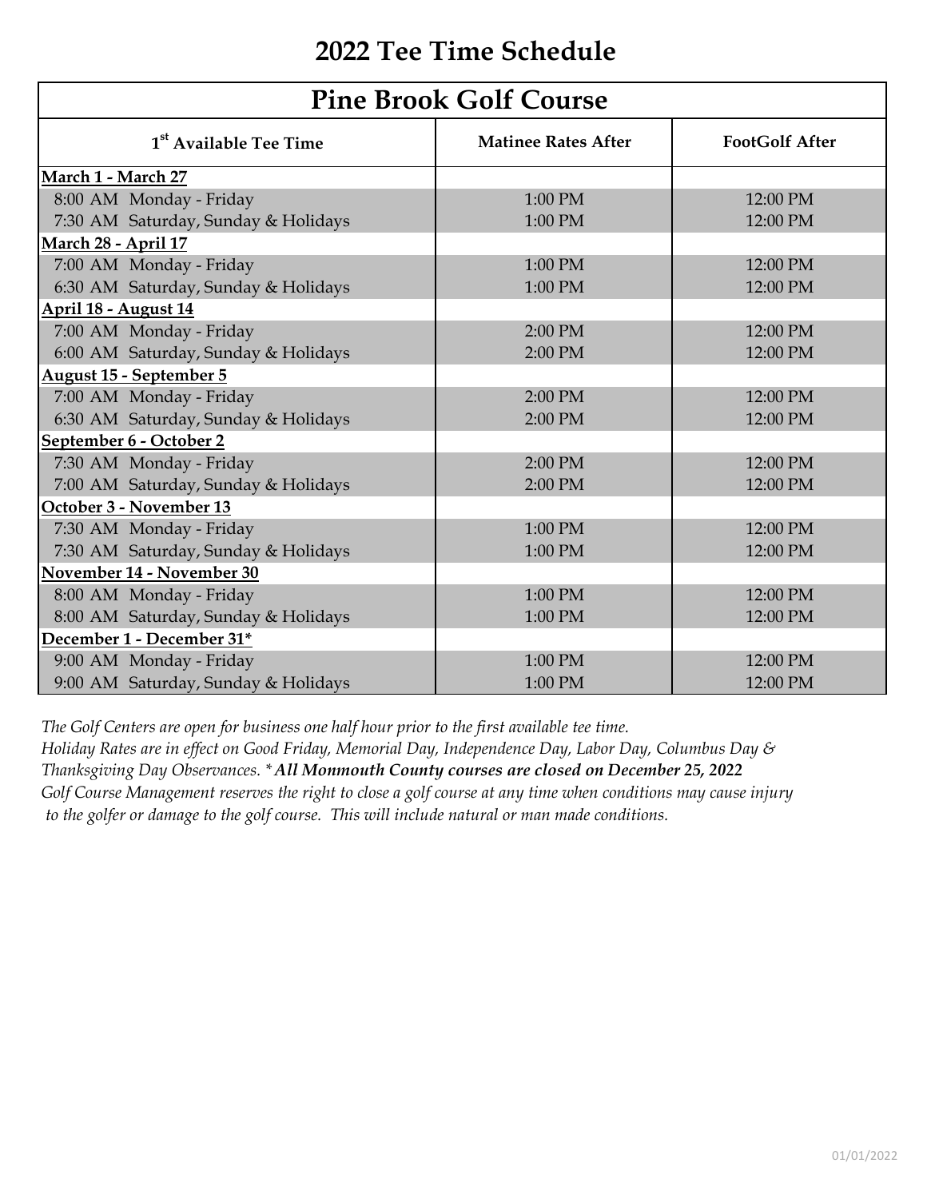# 2022 Tee Time Schedule

## Pine Brook Golf Course

| 1st Available Tee Time | Matinee Rates After | FootGolf After |
|---|---|---|
| **March 1 - March 27** | | |
| 8:00 AM Monday - Friday | 1:00 PM | 12:00 PM |
| 7:30 AM Saturday, Sunday & Holidays | 1:00 PM | 12:00 PM |
| **March 28 - April 17** | | |
| 7:00 AM Monday - Friday | 1:00 PM | 12:00 PM |
| 6:30 AM Saturday, Sunday & Holidays | 1:00 PM | 12:00 PM |
| **April 18 - August 14** | | |
| 7:00 AM Monday - Friday | 2:00 PM | 12:00 PM |
| 6:00 AM Saturday, Sunday & Holidays | 2:00 PM | 12:00 PM |
| **August 15 - September 5** | | |
| 7:00 AM Monday - Friday | 2:00 PM | 12:00 PM |
| 6:30 AM Saturday, Sunday & Holidays | 2:00 PM | 12:00 PM |
| **September 6 - October 2** | | |
| 7:30 AM Monday - Friday | 2:00 PM | 12:00 PM |
| 7:00 AM Saturday, Sunday & Holidays | 2:00 PM | 12:00 PM |
| **October 3 - November 13** | | |
| 7:30 AM Monday - Friday | 1:00 PM | 12:00 PM |
| 7:30 AM Saturday, Sunday & Holidays | 1:00 PM | 12:00 PM |
| **November 14 - November 30** | | |
| 8:00 AM Monday - Friday | 1:00 PM | 12:00 PM |
| 8:00 AM Saturday, Sunday & Holidays | 1:00 PM | 12:00 PM |
| **December 1 - December 31*** | | |
| 9:00 AM Monday - Friday | 1:00 PM | 12:00 PM |
| 9:00 AM Saturday, Sunday & Holidays | 1:00 PM | 12:00 PM |

*The Golf Centers are open for business one half hour prior to the first available tee time.*
*Holiday Rates are in effect on Good Friday, Memorial Day, Independence Day, Labor Day, Columbus Day & Thanksgiving Day Observances.* ***All Monmouth County courses are closed on December 25, 2022***
*Golf Course Management reserves the right to close a golf course at any time when conditions may cause injury to the golfer or damage to the golf course. This will include natural or man made conditions.*

01/01/2022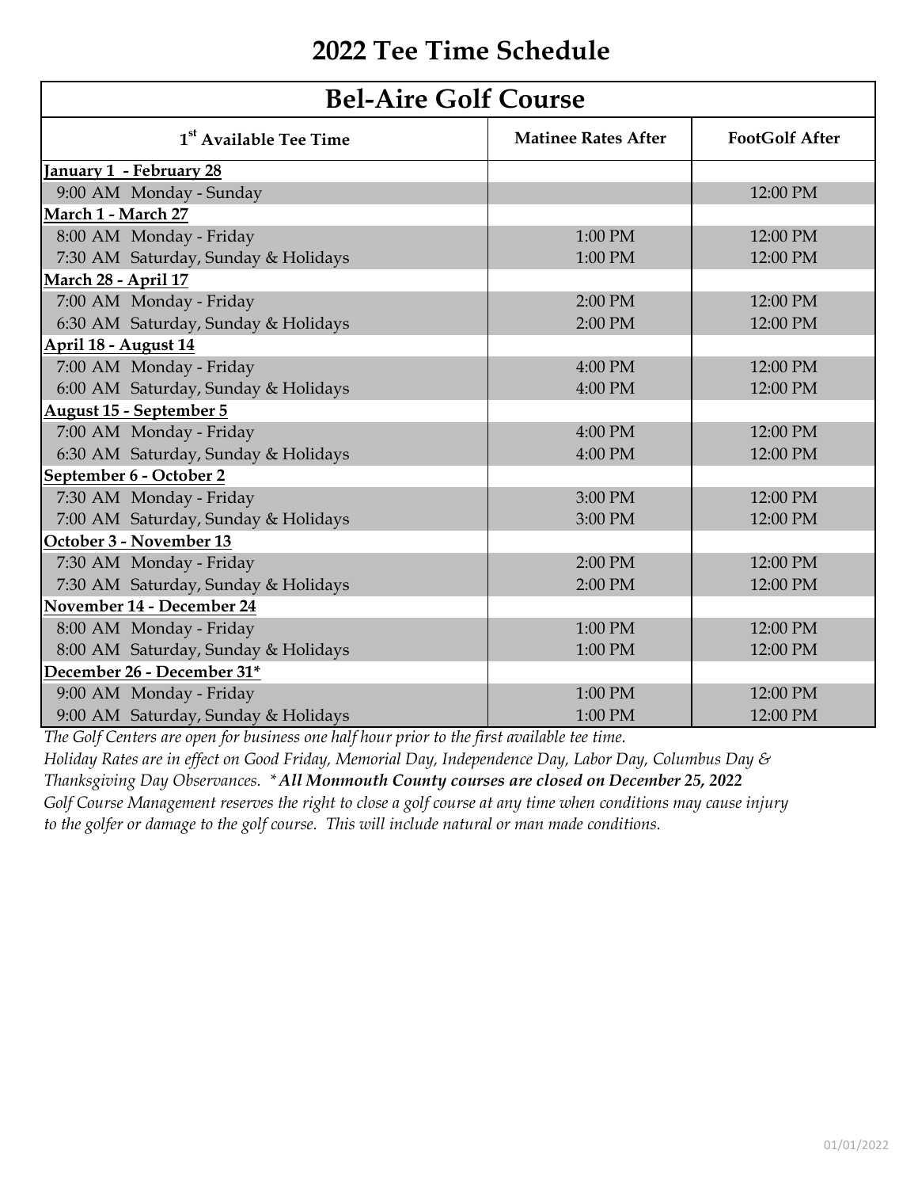# 2022 Tee Time Schedule

## Bel-Aire Golf Course

| 1st Available Tee Time | Matinee Rates After | FootGolf After |
|---|---|---|
| **January 1 - February 28** | | |
| 9:00 AM Monday - Sunday | | 12:00 PM |
| **March 1 - March 27** | | |
| 8:00 AM Monday - Friday | 1:00 PM | 12:00 PM |
| 7:30 AM Saturday, Sunday & Holidays | 1:00 PM | 12:00 PM |
| **March 28 - April 17** | | |
| 7:00 AM Monday - Friday | 2:00 PM | 12:00 PM |
| 6:30 AM Saturday, Sunday & Holidays | 2:00 PM | 12:00 PM |
| **April 18 - August 14** | | |
| 7:00 AM Monday - Friday | 4:00 PM | 12:00 PM |
| 6:00 AM Saturday, Sunday & Holidays | 4:00 PM | 12:00 PM |
| **August 15 - September 5** | | |
| 7:00 AM Monday - Friday | 4:00 PM | 12:00 PM |
| 6:30 AM Saturday, Sunday & Holidays | 4:00 PM | 12:00 PM |
| **September 6 - October 2** | | |
| 7:30 AM Monday - Friday | 3:00 PM | 12:00 PM |
| 7:00 AM Saturday, Sunday & Holidays | 3:00 PM | 12:00 PM |
| **October 3 - November 13** | | |
| 7:30 AM Monday - Friday | 2:00 PM | 12:00 PM |
| 7:30 AM Saturday, Sunday & Holidays | 2:00 PM | 12:00 PM |
| **November 14 - December 24** | | |
| 8:00 AM Monday - Friday | 1:00 PM | 12:00 PM |
| 8:00 AM Saturday, Sunday & Holidays | 1:00 PM | 12:00 PM |
| **December 26 - December 31*** | | |
| 9:00 AM Monday - Friday | 1:00 PM | 12:00 PM |
| 9:00 AM Saturday, Sunday & Holidays | 1:00 PM | 12:00 PM |

*The Golf Centers are open for business one half hour prior to the first available tee time.*

*Holiday Rates are in effect on Good Friday, Memorial Day, Independence Day, Labor Day, Columbus Day & Thanksgiving Day Observances.* ***\* All Monmouth County courses are closed on December 25, 2022***

*Golf Course Management reserves the right to close a golf course at any time when conditions may cause injury to the golfer or damage to the golf course. This will include natural or man made conditions.*

01/01/2022